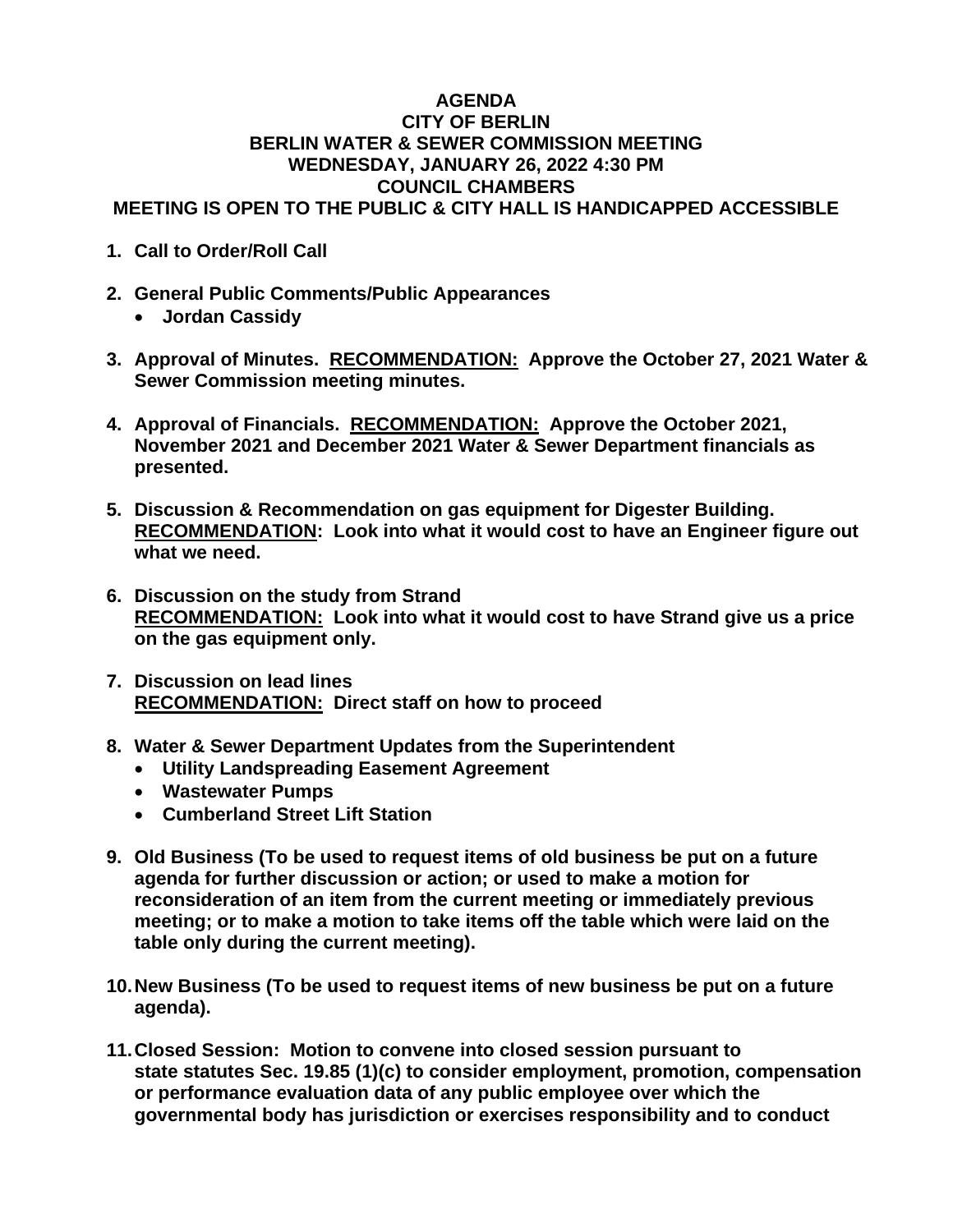# AGENDA
## CITY OF BERLIN
## BERLIN WATER & SEWER COMMISSION MEETING
## WEDNESDAY, JANUARY 26, 2022 4:30 PM
## COUNCIL CHAMBERS
## MEETING IS OPEN TO THE PUBLIC & CITY HALL IS HANDICAPPED ACCESSIBLE

1. **Call to Order/Roll Call**

2. **General Public Comments/Public Appearances**
   - **Jordan Cassidy**

3. **Approval of Minutes. <u>RECOMMENDATION:</u> Approve the October 27, 2021 Water & Sewer Commission meeting minutes.**

4. **Approval of Financials. <u>RECOMMENDATION:</u> Approve the October 2021, November 2021 and December 2021 Water & Sewer Department financials as presented.**

5. **Discussion & Recommendation on gas equipment for Digester Building. <u>RECOMMENDATION</u>: Look into what it would cost to have an Engineer figure out what we need.**

6. **Discussion on the study from Strand <u>RECOMMENDATION:</u> Look into what it would cost to have Strand give us a price on the gas equipment only.**

7. **Discussion on lead lines <u>RECOMMENDATION:</u> Direct staff on how to proceed**

8. **Water & Sewer Department Updates from the Superintendent**
   - **Utility Landspreading Easement Agreement**
   - **Wastewater Pumps**
   - **Cumberland Street Lift Station**

9. **Old Business (To be used to request items of old business be put on a future agenda for further discussion or action; or used to make a motion for reconsideration of an item from the current meeting or immediately previous meeting; or to make a motion to take items off the table which were laid on the table only during the current meeting).**

10. **New Business (To be used to request items of new business be put on a future agenda).**

11. **Closed Session: Motion to convene into closed session pursuant to state statutes Sec. 19.85 (1)(c) to consider employment, promotion, compensation or performance evaluation data of any public employee over which the governmental body has jurisdiction or exercises responsibility and to conduct**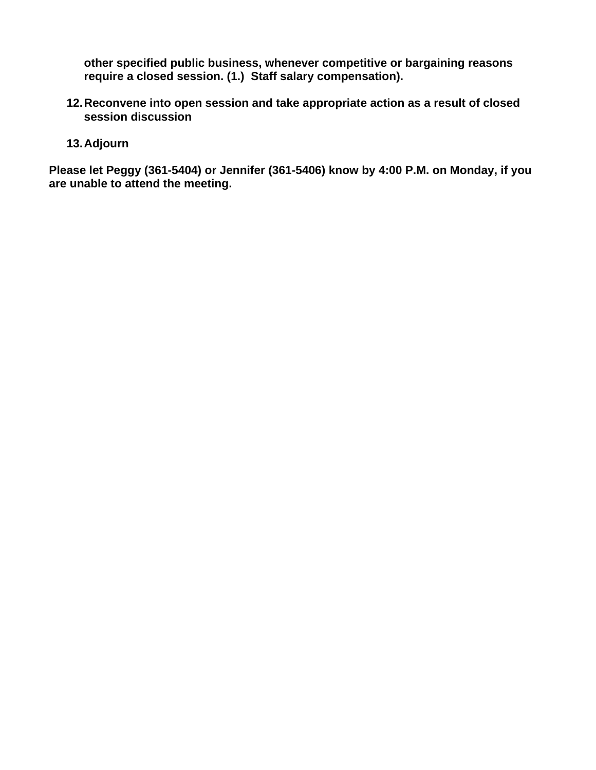**other specified public business, whenever competitive or bargaining reasons require a closed session. (1.) Staff salary compensation).**

12. **Reconvene into open session and take appropriate action as a result of closed session discussion**

13. **Adjourn**

**Please let Peggy (361-5404) or Jennifer (361-5406) know by 4:00 P.M. on Monday, if you are unable to attend the meeting.**